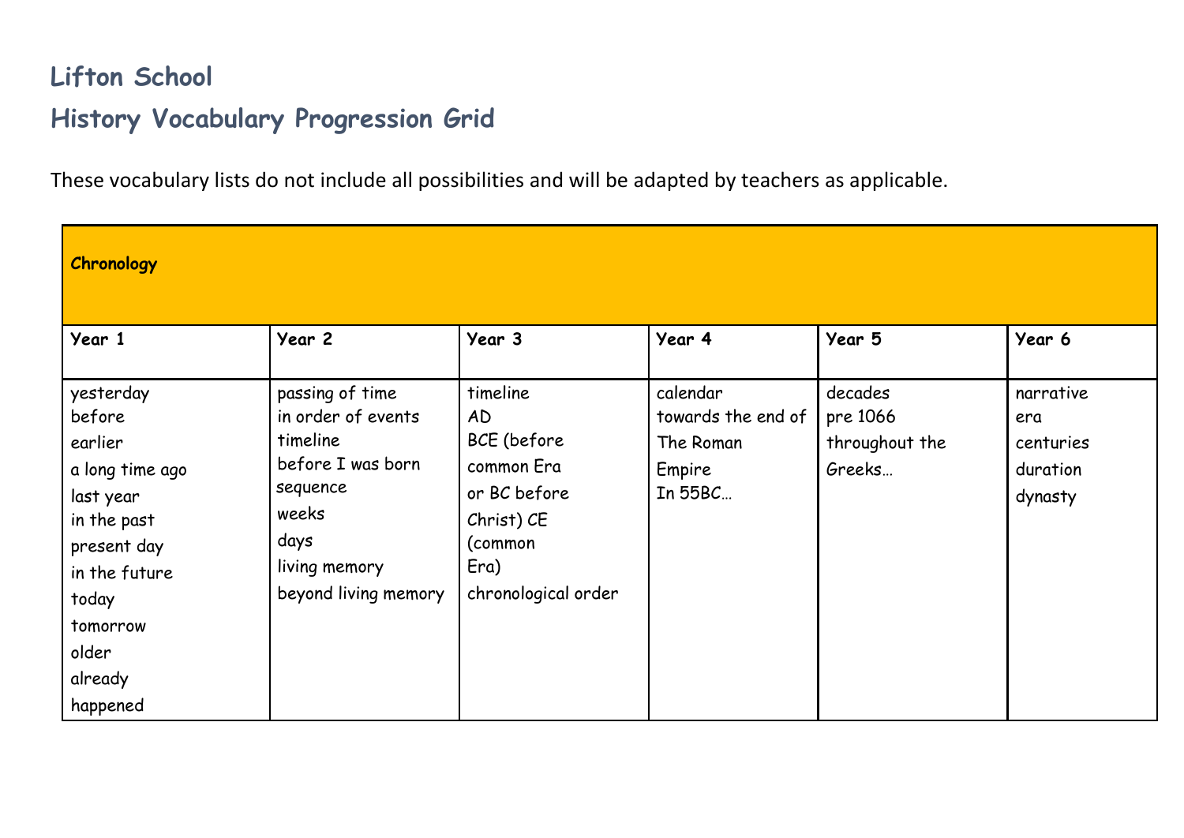# Lifton School

## History Vocabulary Progression Grid

These vocabulary lists do not include all possibilities and will be adapted by teachers as applicable.

| **Chronology** | | | | | |
|---|---|---|---|---|---|
| **Year 1** | **Year 2** | **Year 3** | **Year 4** | **Year 5** | **Year 6** |
| yesterday<br>before<br>earlier<br>a long time ago<br>last year<br>in the past<br>present day<br>in the future<br>today<br>tomorrow<br>older<br>already<br>happened | passing of time<br>in order of events<br>timeline<br>before I was born<br>sequence<br>weeks<br>days<br>living memory<br>beyond living memory | timeline<br>AD<br>BCE (before common Era or BC before Christ) CE (common Era)<br>chronological order | calendar<br>towards the end of The Roman Empire<br>In 55BC… | decades<br>pre 1066<br>throughout the Greeks… | narrative<br>era<br>centuries<br>duration<br>dynasty |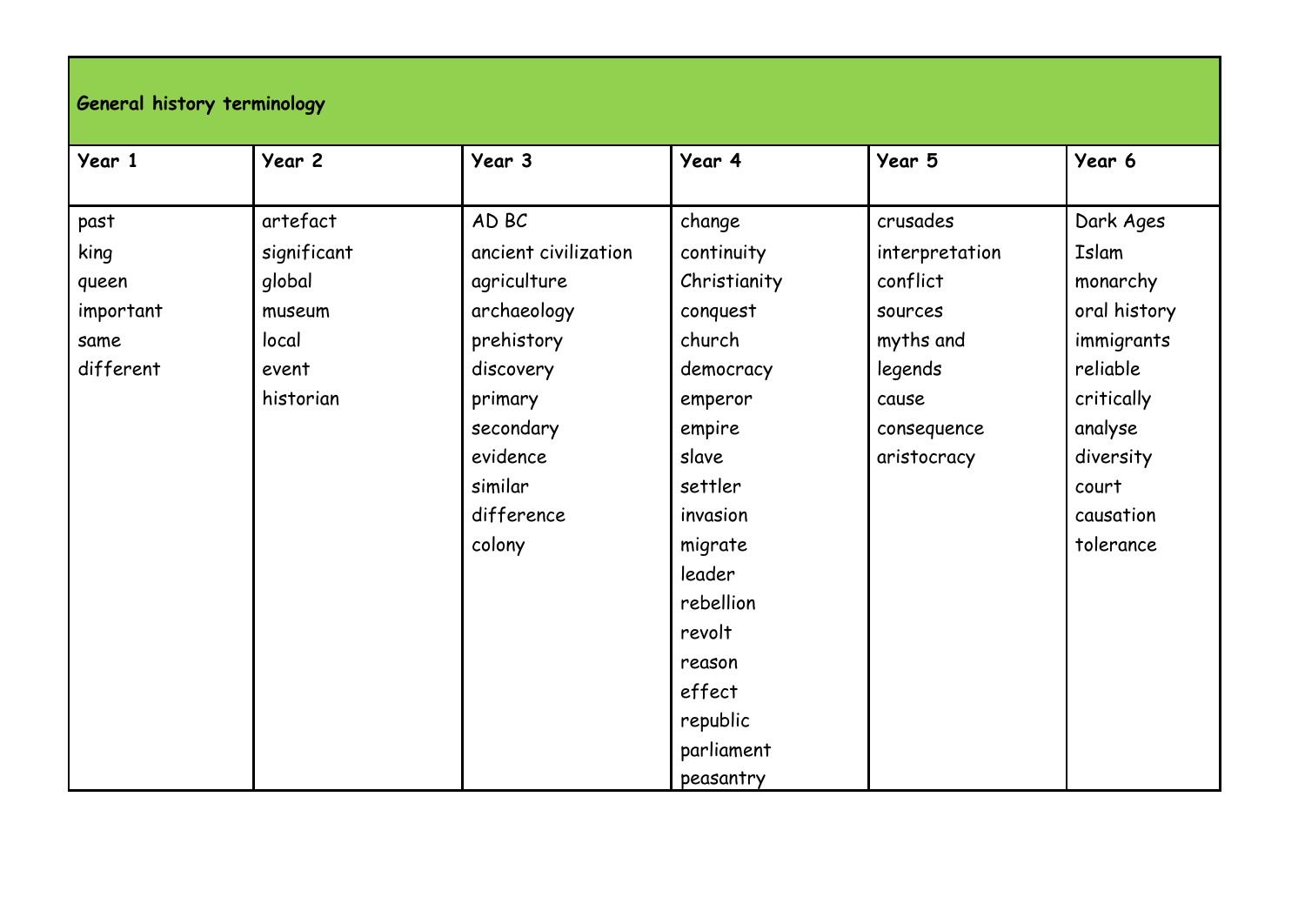| General history terminology | | | | | |
|---|---|---|---|---|---|
| **Year 1** | **Year 2** | **Year 3** | **Year 4** | **Year 5** | **Year 6** |
| past<br>king<br>queen<br>important<br>same<br>different | artefact<br>significant<br>global<br>museum<br>local<br>event<br>historian | AD BC<br>ancient civilization<br>agriculture<br>archaeology<br>prehistory<br>discovery<br>primary<br>secondary<br>evidence<br>similar<br>difference<br>colony | change<br>continuity<br>Christianity<br>conquest<br>church<br>democracy<br>emperor<br>empire<br>slave<br>settler<br>invasion<br>migrate<br>leader<br>rebellion<br>revolt<br>reason<br>effect<br>republic<br>parliament<br>peasantry | crusades<br>interpretation<br>conflict<br>sources<br>myths and legends<br>cause<br>consequence<br>aristocracy | Dark Ages<br>Islam<br>monarchy<br>oral history<br>immigrants<br>reliable<br>critically<br>analyse<br>diversity<br>court<br>causation<br>tolerance |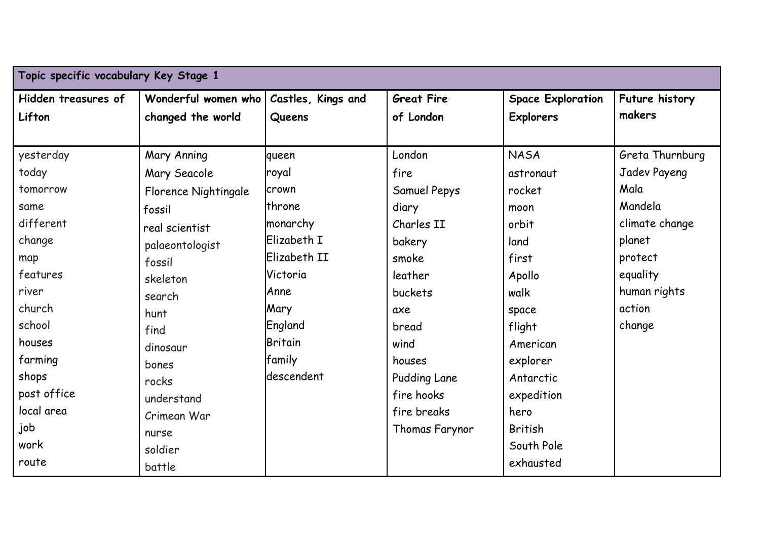| Topic specific vocabulary Key Stage 1 | | | | | |
|---|---|---|---|---|---|
| **Hidden treasures of Lifton** | **Wonderful women who changed the world** | **Castles, Kings and Queens** | **Great Fire of London** | **Space Exploration Explorers** | **Future history makers** |
| yesterday | Mary Anning | queen | London | NASA | Greta Thurnburg |
| today | Mary Seacole | royal | fire | astronaut | Jadev Payeng |
| tomorrow | Florence Nightingale | crown | Samuel Pepys | rocket | Mala |
| same | fossil | throne | diary | moon | Mandela |
| different | real scientist | monarchy | Charles II | orbit | climate change |
| change | palaeontologist | Elizabeth I | bakery | land | planet |
| map | fossil | Elizabeth II | smoke | first | protect |
| features | skeleton | Victoria | leather | Apollo | equality |
| river | search | Anne | buckets | walk | human rights |
| church | hunt | Mary | axe | space | action |
| school | find | England | bread | flight | change |
| houses | dinosaur | Britain | wind | American | |
| farming | bones | family | houses | explorer | |
| shops | rocks | descendent | Pudding Lane | Antarctic | |
| post office | understand | | fire hooks | expedition | |
| local area | Crimean War | | fire breaks | hero | |
| job | nurse | | Thomas Farynor | British | |
| work | soldier | | | South Pole | |
| route | battle | | | exhausted | |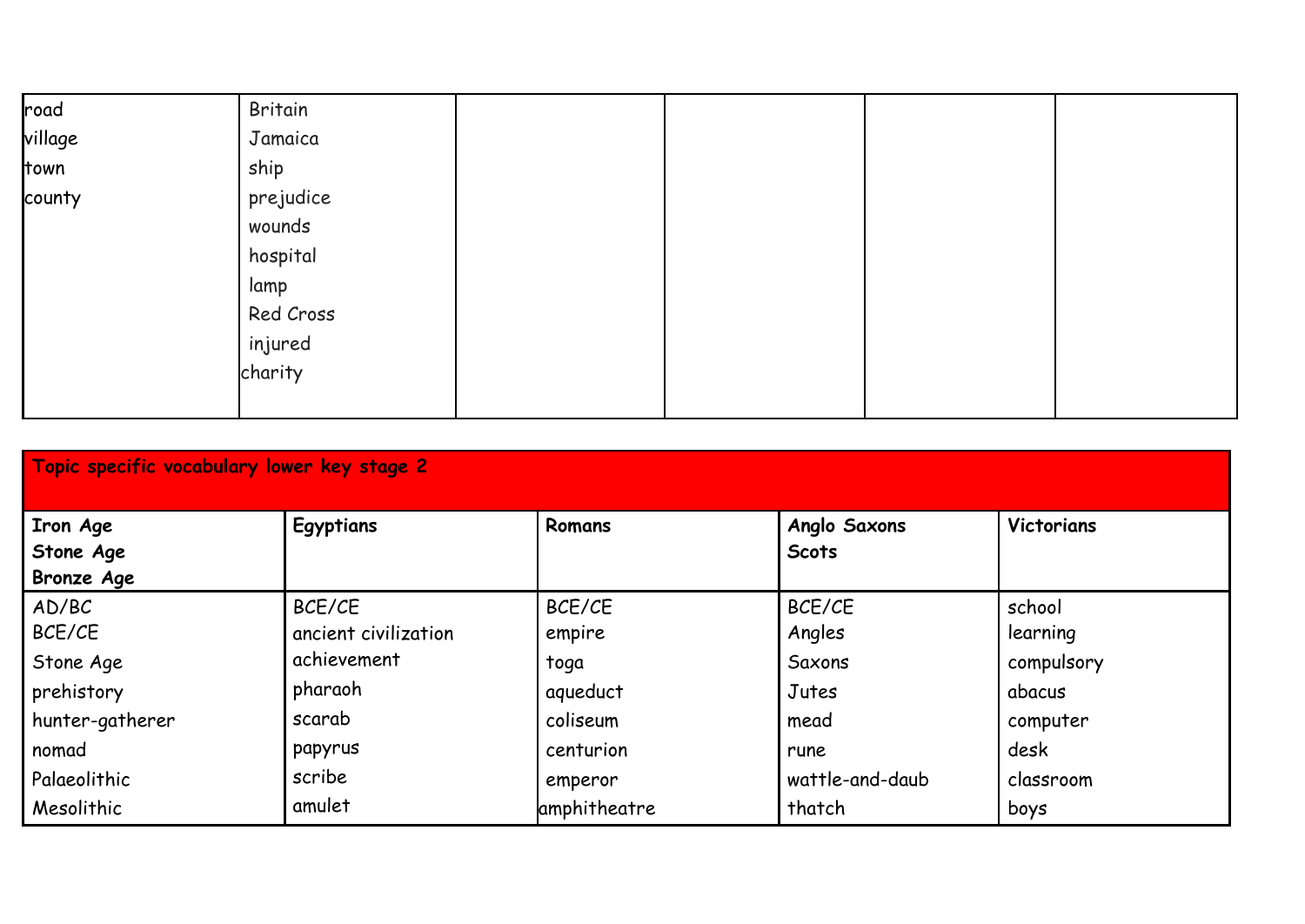| road<br>village<br>town<br>county | Britain<br>Jamaica<br>ship<br>prejudice<br>wounds<br>hospital<br>lamp<br>Red Cross<br>injured<br>charity | | | | |
|---|---|---|---|---|---|

| **Topic specific vocabulary lower key stage 2** | | | | |
|---|---|---|---|---|
| **Iron Age**<br>**Stone Age**<br>**Bronze Age** | **Egyptians** | **Romans** | **Anglo Saxons**<br>**Scots** | **Victorians** |
| AD/BC<br>BCE/CE<br>Stone Age<br>prehistory<br>hunter-gatherer<br>nomad<br>Palaeolithic<br>Mesolithic | BCE/CE<br>ancient civilization<br>achievement<br>pharaoh<br>scarab<br>papyrus<br>scribe<br>amulet | BCE/CE<br>empire<br>toga<br>aqueduct<br>coliseum<br>centurion<br>emperor<br>amphitheatre | BCE/CE<br>Angles<br>Saxons<br>Jutes<br>mead<br>rune<br>wattle-and-daub<br>thatch | school<br>learning<br>compulsory<br>abacus<br>computer<br>desk<br>classroom<br>boys |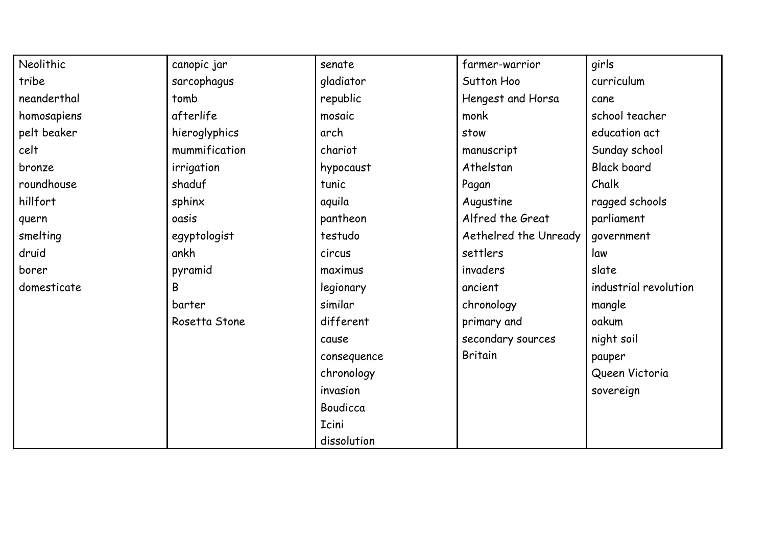| Neolithic | canopic jar | senate | farmer-warrior | girls |
|---|---|---|---|---|
| tribe | sarcophagus | gladiator | Sutton Hoo | curriculum |
| neanderthal | tomb | republic | Hengest and Horsa | cane |
| homosapiens | afterlife | mosaic | monk | school teacher |
| pelt beaker | hieroglyphics | arch | stow | education act |
| celt | mummification | chariot | manuscript | Sunday school |
| bronze | irrigation | hypocaust | Athelstan | Black board |
| roundhouse | shaduf | tunic | Pagan | Chalk |
| hillfort | sphinx | aquila | Augustine | ragged schools |
| quern | oasis | pantheon | Alfred the Great | parliament |
| smelting | egyptologist | testudo | Aethelred the Unready | government |
| druid | ankh | circus | settlers | law |
| borer | pyramid | maximus | invaders | slate |
| domesticate | B | legionary | ancient | industrial revolution |
| | barter | similar | chronology | mangle |
| | Rosetta Stone | different | primary and | oakum |
| | | cause | secondary sources | night soil |
| | | consequence | Britain | pauper |
| | | chronology | | Queen Victoria |
| | | invasion | | sovereign |
| | | Boudicca | | |
| | | Icini | | |
| | | dissolution | | |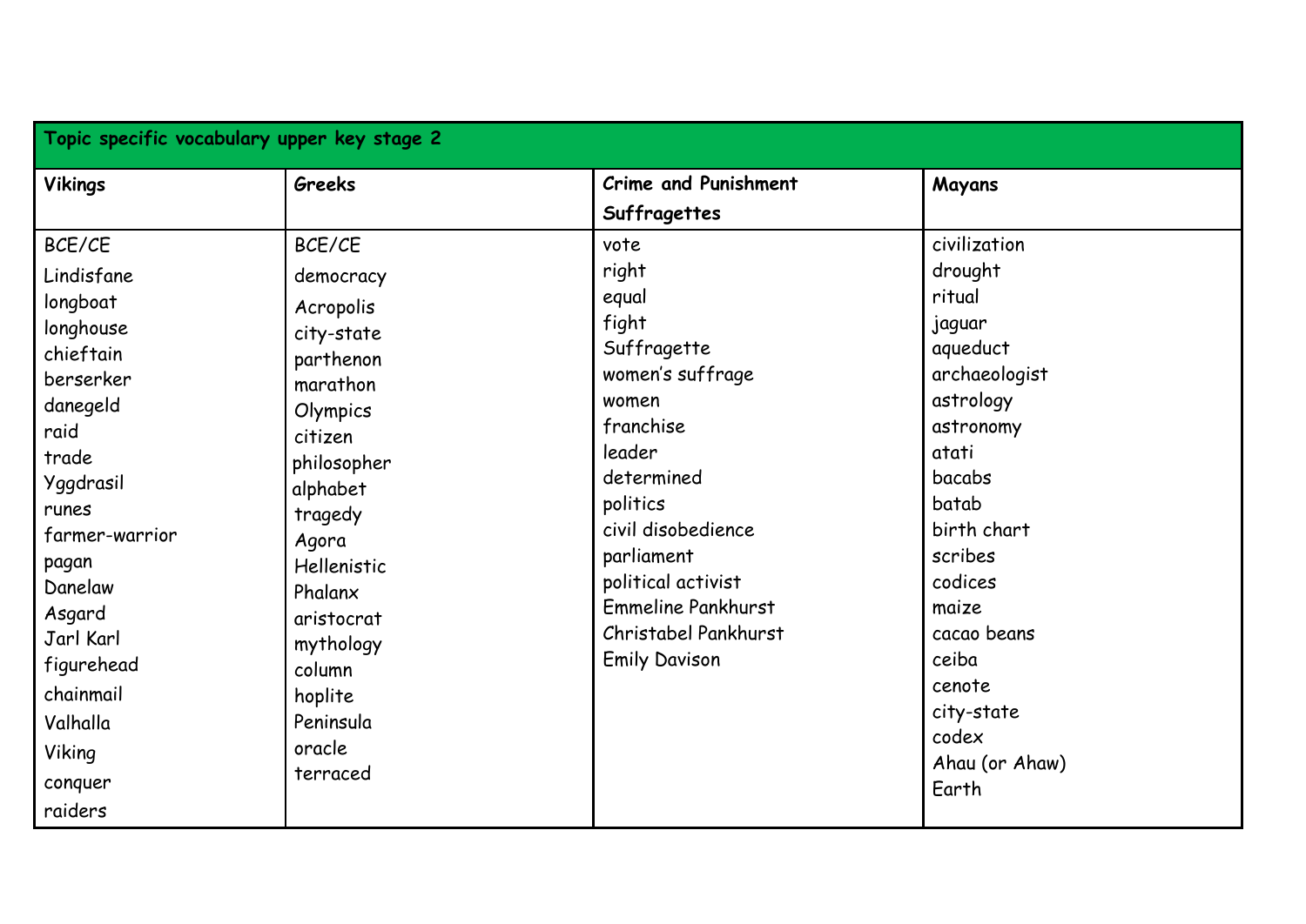| Topic specific vocabulary upper key stage 2 | | | |
|---|---|---|---|
| **Vikings** | **Greeks** | **Crime and Punishment Suffragettes** | **Mayans** |
| BCE/CE | BCE/CE | vote | civilization |
| Lindisfane | democracy | right | drought |
| longboat | Acropolis | equal | ritual |
| longhouse | city-state | fight | jaguar |
| chieftain | parthenon | Suffragette | aqueduct |
| berserker | marathon | women's suffrage | archaeologist |
| danegeld | Olympics | women | astrology |
| raid | citizen | franchise | astronomy |
| trade | philosopher | leader | atati |
| Yggdrasil | alphabet | determined | bacabs |
| runes | tragedy | politics | batab |
| farmer-warrior | Agora | civil disobedience | birth chart |
| pagan | Hellenistic | parliament | scribes |
| Danelaw | Phalanx | political activist | codices |
| Asgard | aristocrat | Emmeline Pankhurst | maize |
| Jarl Karl | mythology | Christabel Pankhurst | cacao beans |
| figurehead | column | Emily Davison | ceiba |
| chainmail | hoplite | | cenote |
| Valhalla | Peninsula | | city-state |
| Viking | oracle | | codex |
| conquer | terraced | | Ahau (or Ahaw) |
| raiders | | | Earth |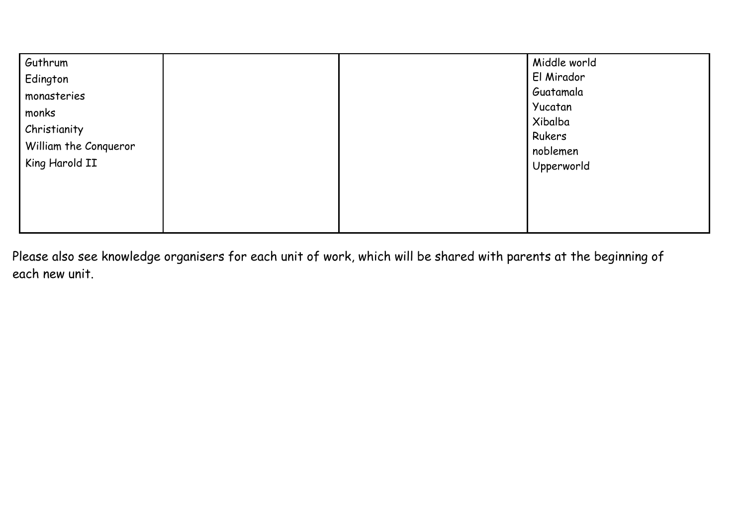| | | | |
|---|---|---|---|
| Guthrum<br>Edington<br>monasteries<br>monks<br>Christianity<br>William the Conqueror<br>King Harold II | | | Middle world<br>El Mirador<br>Guatamala<br>Yucatan<br>Xibalba<br>Rukers<br>noblemen<br>Upperworld |

Please also see knowledge organisers for each unit of work, which will be shared with parents at the beginning of each new unit.